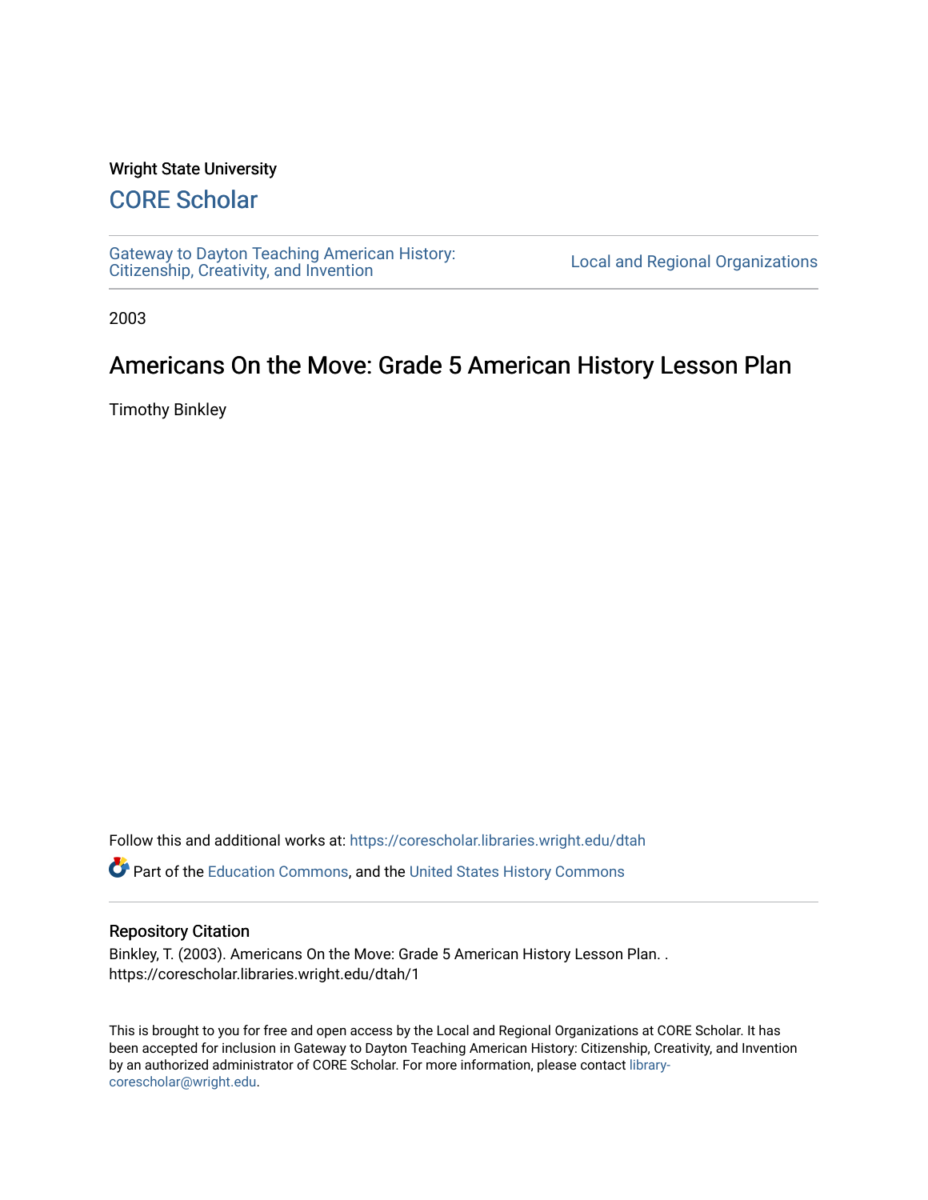Wright State University

## CORE Scholar

Gateway to Dayton Teaching American History: Citizenship, Creativity, and Invention | Local and Regional Organizations

2003

# Americans On the Move: Grade 5 American History Lesson Plan

Timothy Binkley

Follow this and additional works at: https://corescholar.libraries.wright.edu/dtah

Part of the Education Commons, and the United States History Commons

### Repository Citation

Binkley, T. (2003). Americans On the Move: Grade 5 American History Lesson Plan. . https://corescholar.libraries.wright.edu/dtah/1

This is brought to you for free and open access by the Local and Regional Organizations at CORE Scholar. It has been accepted for inclusion in Gateway to Dayton Teaching American History: Citizenship, Creativity, and Invention by an authorized administrator of CORE Scholar. For more information, please contact library-corescholar@wright.edu.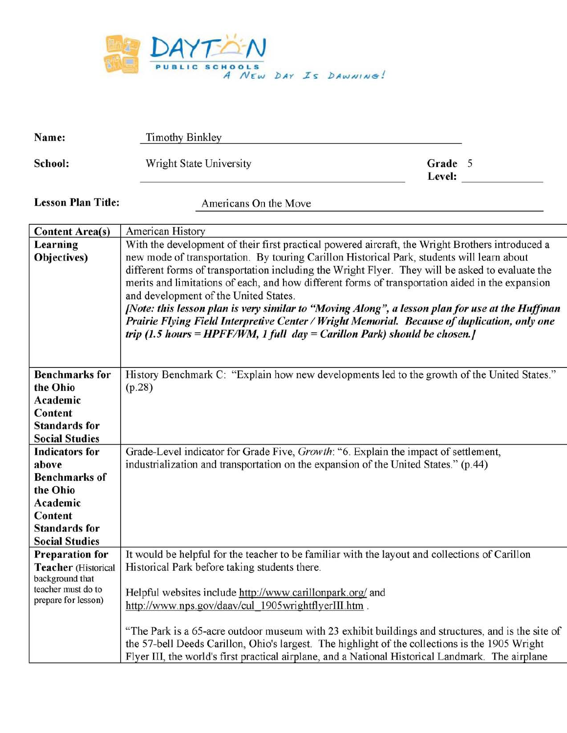DAYTON PUBLIC SCHOOLS

*A New Day Is Dawning!*

**Name:** Timothy Binkley

**School:** Wright State University **Grade Level:** 5

**Lesson Plan Title:** Americans On the Move

| | |
|---|---|
| **Content Area(s)** | American History |
| **Learning Objectives)** | With the development of their first practical powered aircraft, the Wright Brothers introduced a new mode of transportation. By touring Carillon Historical Park, students will learn about different forms of transportation including the Wright Flyer. They will be asked to evaluate the merits and limitations of each, and how different forms of transportation aided in the expansion and development of the United States.<br>***[Note: this lesson plan is very similar to "Moving Along", a lesson plan for use at the Huffman Prairie Flying Field Interpretive Center / Wright Memorial. Because of duplication, only one trip (1.5 hours = HPFF/WM, 1 full day = Carillon Park) should be chosen.]*** |
| **Benchmarks for the Ohio Academic Content Standards for Social Studies** | History Benchmark C: "Explain how new developments led to the growth of the United States." (p.28) |
| **Indicators for above Benchmarks of the Ohio Academic Content Standards for Social Studies** | Grade-Level indicator for Grade Five, *Growth*: "6. Explain the impact of settlement, industrialization and transportation on the expansion of the United States." (p.44) |
| **Preparation for Teacher** (Historical background that teacher must do to prepare for lesson) | It would be helpful for the teacher to be familiar with the layout and collections of Carillon Historical Park before taking students there.<br><br>Helpful websites include http://www.carillonpark.org/ and http://www.nps.gov/daav/cul_1905wrightflyerIII.htm .<br><br>"The Park is a 65-acre outdoor museum with 23 exhibit buildings and structures, and is the site of the 57-bell Deeds Carillon, Ohio's largest. The highlight of the collections is the 1905 Wright Flyer III, the world's first practical airplane, and a National Historical Landmark. The airplane |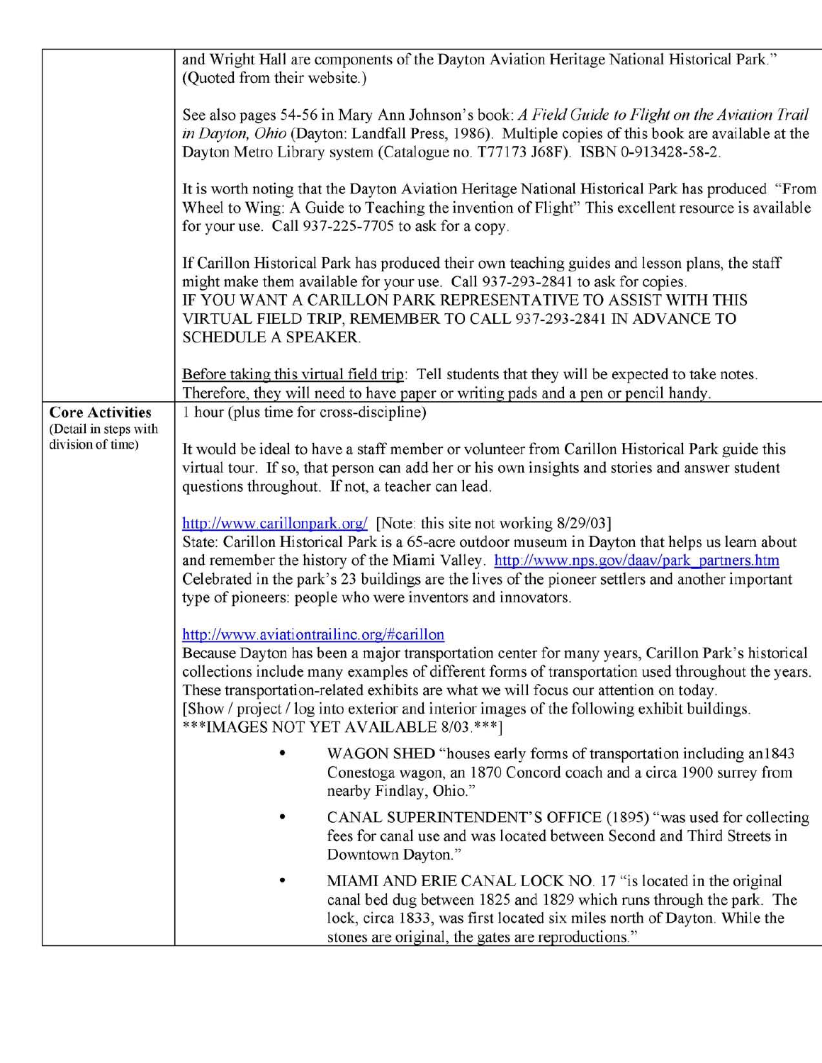| | |
|---|---|
| | and Wright Hall are components of the Dayton Aviation Heritage National Historical Park." (Quoted from their website.)<br><br>See also pages 54-56 in Mary Ann Johnson's book: *A Field Guide to Flight on the Aviation Trail in Dayton, Ohio* (Dayton: Landfall Press, 1986). Multiple copies of this book are available at the Dayton Metro Library system (Catalogue no. T77173 J68F). ISBN 0-913428-58-2.<br><br>It is worth noting that the Dayton Aviation Heritage National Historical Park has produced "From Wheel to Wing: A Guide to Teaching the invention of Flight" This excellent resource is available for your use. Call 937-225-7705 to ask for a copy.<br><br>If Carillon Historical Park has produced their own teaching guides and lesson plans, the staff might make them available for your use. Call 937-293-2841 to ask for copies.<br>IF YOU WANT A CARILLON PARK REPRESENTATIVE TO ASSIST WITH THIS VIRTUAL FIELD TRIP, REMEMBER TO CALL 937-293-2841 IN ADVANCE TO SCHEDULE A SPEAKER.<br><br><u>Before taking this virtual field trip</u>: Tell students that they will be expected to take notes. Therefore, they will need to have paper or writing pads and a pen or pencil handy. |
| **Core Activities** (Detail in steps with division of time) | 1 hour (plus time for cross-discipline)<br><br>It would be ideal to have a staff member or volunteer from Carillon Historical Park guide this virtual tour. If so, that person can add her or his own insights and stories and answer student questions throughout. If not, a teacher can lead.<br><br>http://www.carillonpark.org/ [Note: this site not working 8/29/03]<br>State: Carillon Historical Park is a 65-acre outdoor museum in Dayton that helps us learn about and remember the history of the Miami Valley. http://www.nps.gov/daav/park_partners.htm Celebrated in the park's 23 buildings are the lives of the pioneer settlers and another important type of pioneers: people who were inventors and innovators.<br><br>http://www.aviationtrailinc.org/#carillon<br>Because Dayton has been a major transportation center for many years, Carillon Park's historical collections include many examples of different forms of transportation used throughout the years. These transportation-related exhibits are what we will focus our attention on today.<br>[Show / project / log into exterior and interior images of the following exhibit buildings. \*\*\*IMAGES NOT YET AVAILABLE 8/03.\*\*\*]<br><br>• WAGON SHED "houses early forms of transportation including an1843 Conestoga wagon, an 1870 Concord coach and a circa 1900 surrey from nearby Findlay, Ohio."<br><br>• CANAL SUPERINTENDENT'S OFFICE (1895) "was used for collecting fees for canal use and was located between Second and Third Streets in Downtown Dayton."<br><br>• MIAMI AND ERIE CANAL LOCK NO. 17 "is located in the original canal bed dug between 1825 and 1829 which runs through the park. The lock, circa 1833, was first located six miles north of Dayton. While the stones are original, the gates are reproductions." |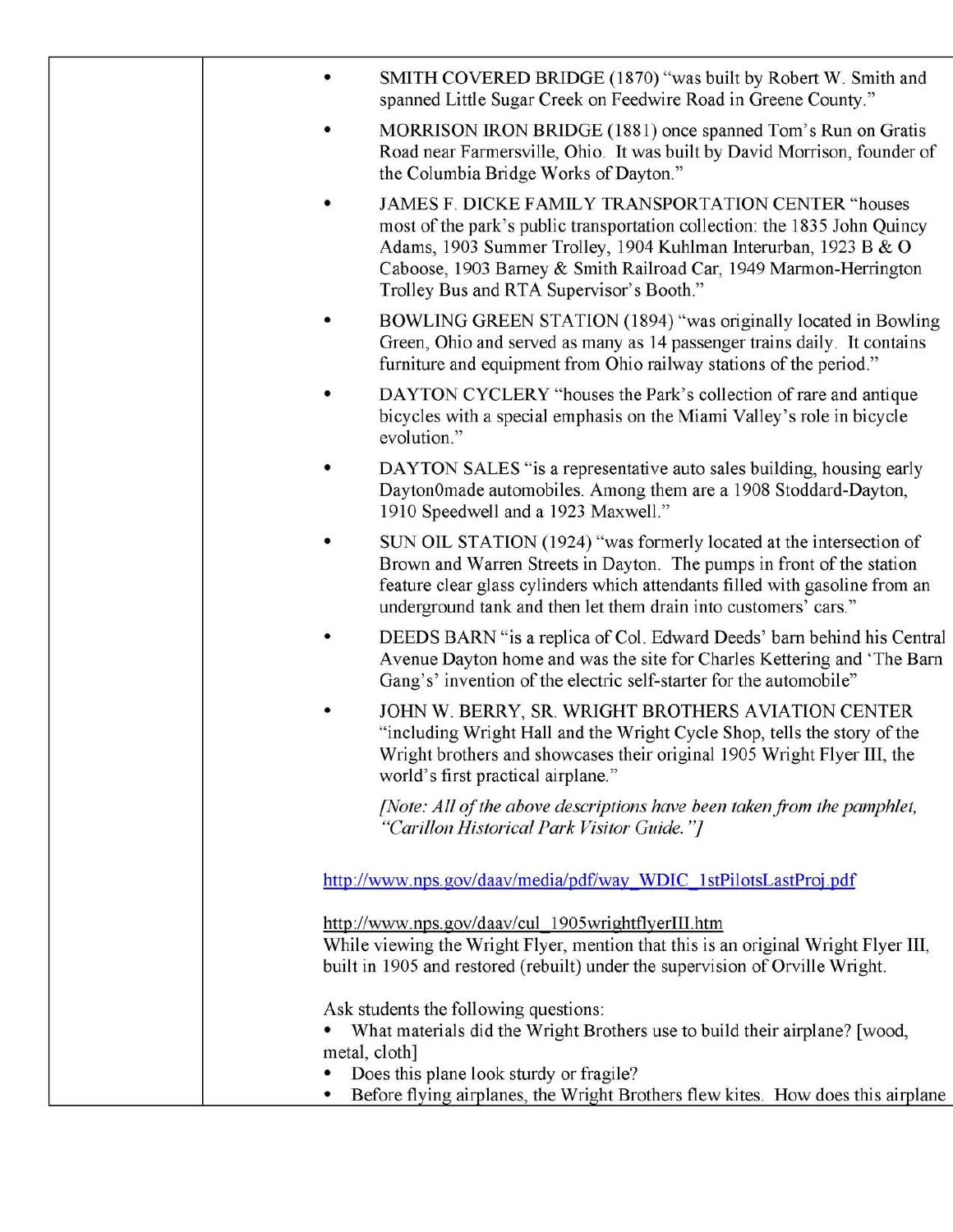- SMITH COVERED BRIDGE (1870) "was built by Robert W. Smith and spanned Little Sugar Creek on Feedwire Road in Greene County."
- MORRISON IRON BRIDGE (1881) once spanned Tom's Run on Gratis Road near Farmersville, Ohio. It was built by David Morrison, founder of the Columbia Bridge Works of Dayton."
- JAMES F. DICKE FAMILY TRANSPORTATION CENTER "houses most of the park's public transportation collection: the 1835 John Quincy Adams, 1903 Summer Trolley, 1904 Kuhlman Interurban, 1923 B & O Caboose, 1903 Barney & Smith Railroad Car, 1949 Marmon-Herrington Trolley Bus and RTA Supervisor's Booth."
- BOWLING GREEN STATION (1894) "was originally located in Bowling Green, Ohio and served as many as 14 passenger trains daily. It contains furniture and equipment from Ohio railway stations of the period."
- DAYTON CYCLERY "houses the Park's collection of rare and antique bicycles with a special emphasis on the Miami Valley's role in bicycle evolution."
- DAYTON SALES "is a representative auto sales building, housing early Dayton0made automobiles. Among them are a 1908 Stoddard-Dayton, 1910 Speedwell and a 1923 Maxwell."
- SUN OIL STATION (1924) "was formerly located at the intersection of Brown and Warren Streets in Dayton. The pumps in front of the station feature clear glass cylinders which attendants filled with gasoline from an underground tank and then let them drain into customers' cars."
- DEEDS BARN "is a replica of Col. Edward Deeds' barn behind his Central Avenue Dayton home and was the site for Charles Kettering and 'The Barn Gang's' invention of the electric self-starter for the automobile"
- JOHN W. BERRY, SR. WRIGHT BROTHERS AVIATION CENTER "including Wright Hall and the Wright Cycle Shop, tells the story of the Wright brothers and showcases their original 1905 Wright Flyer III, the world's first practical airplane."

  *[Note: All of the above descriptions have been taken from the pamphlet, "Carillon Historical Park Visitor Guide."]*

http://www.nps.gov/daav/media/pdf/way_WDIC_1stPilotsLastProj.pdf

http://www.nps.gov/daav/cul_1905wrightflyerIII.htm
While viewing the Wright Flyer, mention that this is an original Wright Flyer III, built in 1905 and restored (rebuilt) under the supervision of Orville Wright.

Ask students the following questions:

- What materials did the Wright Brothers use to build their airplane? [wood, metal, cloth]
- Does this plane look sturdy or fragile?
- Before flying airplanes, the Wright Brothers flew kites. How does this airplane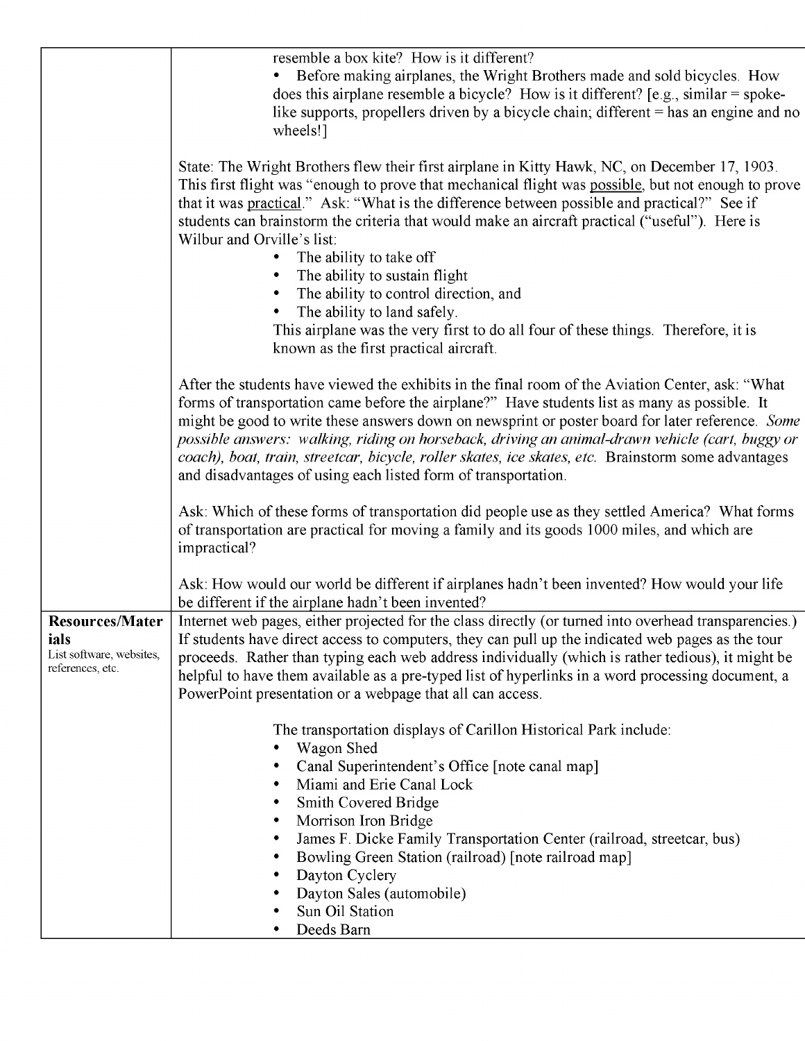|  |  |
|---|---|
|  | resemble a box kite? How is it different?<br>• Before making airplanes, the Wright Brothers made and sold bicycles. How does this airplane resemble a bicycle? How is it different? [e.g., similar = spoke-like supports, propellers driven by a bicycle chain; different = has an engine and no wheels!]<br><br>State: The Wright Brothers flew their first airplane in Kitty Hawk, NC, on December 17, 1903. This first flight was "enough to prove that mechanical flight was possible, but not enough to prove that it was practical." Ask: "What is the difference between possible and practical?" See if students can brainstorm the criteria that would make an aircraft practical ("useful"). Here is Wilbur and Orville's list:<br>• The ability to take off<br>• The ability to sustain flight<br>• The ability to control direction, and<br>• The ability to land safely.<br>This airplane was the very first to do all four of these things. Therefore, it is known as the first practical aircraft.<br><br>After the students have viewed the exhibits in the final room of the Aviation Center, ask: "What forms of transportation came before the airplane?" Have students list as many as possible. It might be good to write these answers down on newsprint or poster board for later reference. *Some possible answers: walking, riding on horseback, driving an animal-drawn vehicle (cart, buggy or coach), boat, train, streetcar, bicycle, roller skates, ice skates, etc.* Brainstorm some advantages and disadvantages of using each listed form of transportation.<br><br>Ask: Which of these forms of transportation did people use as they settled America? What forms of transportation are practical for moving a family and its goods 1000 miles, and which are impractical?<br><br>Ask: How would our world be different if airplanes hadn't been invented? How would your life be different if the airplane hadn't been invented? |
| **Resources/Materials**<br>List software, websites, references, etc. | Internet web pages, either projected for the class directly (or turned into overhead transparencies.) If students have direct access to computers, they can pull up the indicated web pages as the tour proceeds. Rather than typing each web address individually (which is rather tedious), it might be helpful to have them available as a pre-typed list of hyperlinks in a word processing document, a PowerPoint presentation or a webpage that all can access.<br><br>The transportation displays of Carillon Historical Park include:<br>• Wagon Shed<br>• Canal Superintendent's Office [note canal map]<br>• Miami and Erie Canal Lock<br>• Smith Covered Bridge<br>• Morrison Iron Bridge<br>• James F. Dicke Family Transportation Center (railroad, streetcar, bus)<br>• Bowling Green Station (railroad) [note railroad map]<br>• Dayton Cyclery<br>• Dayton Sales (automobile)<br>• Sun Oil Station<br>• Deeds Barn |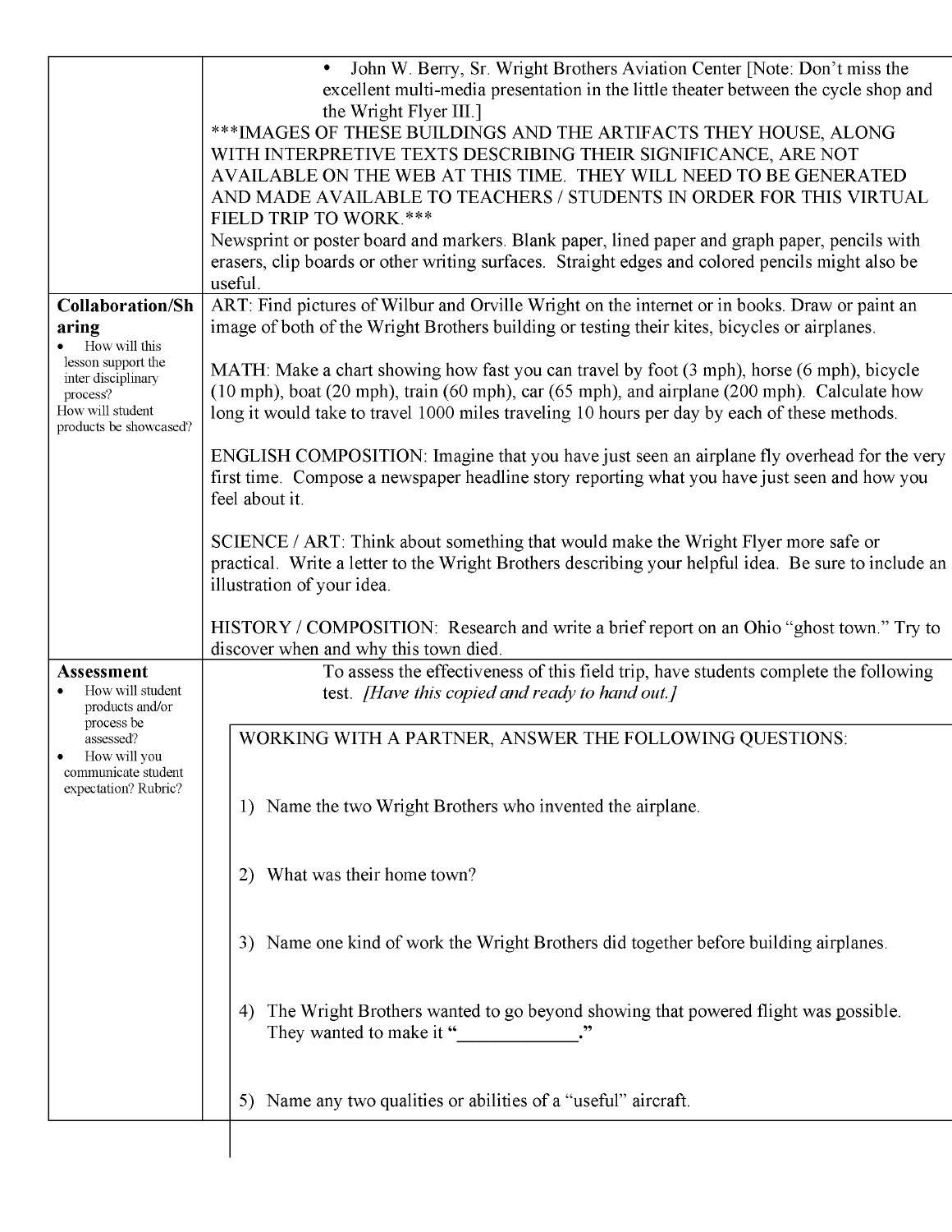| | |
|---|---|
| | • John W. Berry, Sr. Wright Brothers Aviation Center [Note: Don't miss the excellent multi-media presentation in the little theater between the cycle shop and the Wright Flyer III.]<br>***IMAGES OF THESE BUILDINGS AND THE ARTIFACTS THEY HOUSE, ALONG WITH INTERPRETIVE TEXTS DESCRIBING THEIR SIGNIFICANCE, ARE NOT AVAILABLE ON THE WEB AT THIS TIME. THEY WILL NEED TO BE GENERATED AND MADE AVAILABLE TO TEACHERS / STUDENTS IN ORDER FOR THIS VIRTUAL FIELD TRIP TO WORK.***<br>Newsprint or poster board and markers. Blank paper, lined paper and graph paper, pencils with erasers, clip boards or other writing surfaces. Straight edges and colored pencils might also be useful. |
| **Collaboration/Sharing**<br>• How will this lesson support the inter disciplinary process?<br>How will student products be showcased? | ART: Find pictures of Wilbur and Orville Wright on the internet or in books. Draw or paint an image of both of the Wright Brothers building or testing their kites, bicycles or airplanes.<br><br>MATH: Make a chart showing how fast you can travel by foot (3 mph), horse (6 mph), bicycle (10 mph), boat (20 mph), train (60 mph), car (65 mph), and airplane (200 mph). Calculate how long it would take to travel 1000 miles traveling 10 hours per day by each of these methods.<br><br>ENGLISH COMPOSITION: Imagine that you have just seen an airplane fly overhead for the very first time. Compose a newspaper headline story reporting what you have just seen and how you feel about it.<br><br>SCIENCE / ART: Think about something that would make the Wright Flyer more safe or practical. Write a letter to the Wright Brothers describing your helpful idea. Be sure to include an illustration of your idea.<br><br>HISTORY / COMPOSITION: Research and write a brief report on an Ohio "ghost town." Try to discover when and why this town died. |
| **Assessment**<br>• How will student products and/or process be assessed?<br>• How will you communicate student expectation? Rubric? | To assess the effectiveness of this field trip, have students complete the following test. *[Have this copied and ready to hand out.]*<br><br>WORKING WITH A PARTNER, ANSWER THE FOLLOWING QUESTIONS:<br><br>1) Name the two Wright Brothers who invented the airplane.<br><br>2) What was their home town?<br><br>3) Name one kind of work the Wright Brothers did together before building airplanes.<br><br>4) The Wright Brothers wanted to go beyond showing that powered flight was possible. They wanted to make it "____________."<br><br>5) Name any two qualities or abilities of a "useful" aircraft. |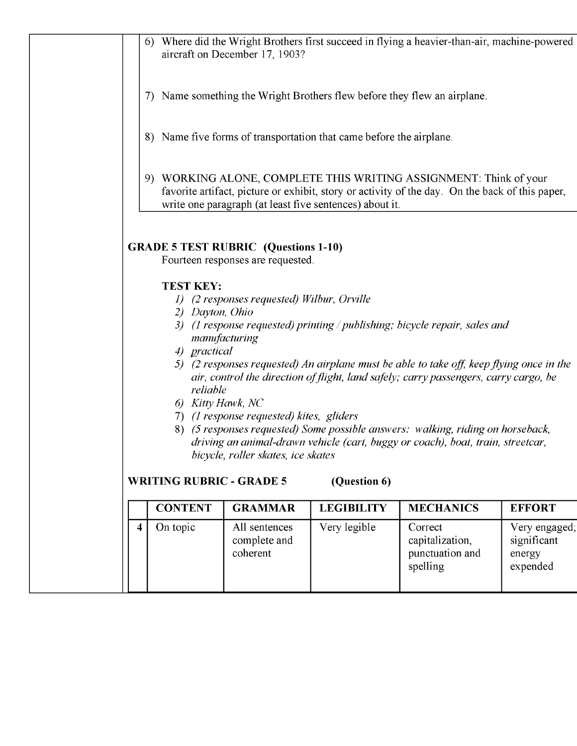6) Where did the Wright Brothers first succeed in flying a heavier-than-air, machine-powered aircraft on December 17, 1903?

7) Name something the Wright Brothers flew before they flew an airplane.

8) Name five forms of transportation that came before the airplane.

9) WORKING ALONE, COMPLETE THIS WRITING ASSIGNMENT: Think of your favorite artifact, picture or exhibit, story or activity of the day. On the back of this paper, write one paragraph (at least five sentences) about it.

**GRADE 5 TEST RUBRIC (Questions 1-10)**

Fourteen responses are requested.

**TEST KEY:**

1) *(2 responses requested) Wilbur, Orville*
2) *Dayton, Ohio*
3) *(1 response requested) printing / publishing; bicycle repair, sales and manufacturing*
4) *practical*
5) *(2 responses requested) An airplane must be able to take off, keep flying once in the air, control the direction of flight, land safely; carry passengers, carry cargo, be reliable*
6) *Kitty Hawk, NC*
7) *(1 response requested) kites, gliders*
8) *(5 responses requested) Some possible answers: walking, riding on horseback, driving an animal-drawn vehicle (cart, buggy or coach), boat, train, streetcar, bicycle, roller skates, ice skates*

**WRITING RUBRIC - GRADE 5 (Question 6)**

| | CONTENT | GRAMMAR | LEGIBILITY | MECHANICS | EFFORT |
|---|---|---|---|---|---|
| 4 | On topic | All sentences complete and coherent | Very legible | Correct capitalization, punctuation and spelling | Very engaged; significant energy expended |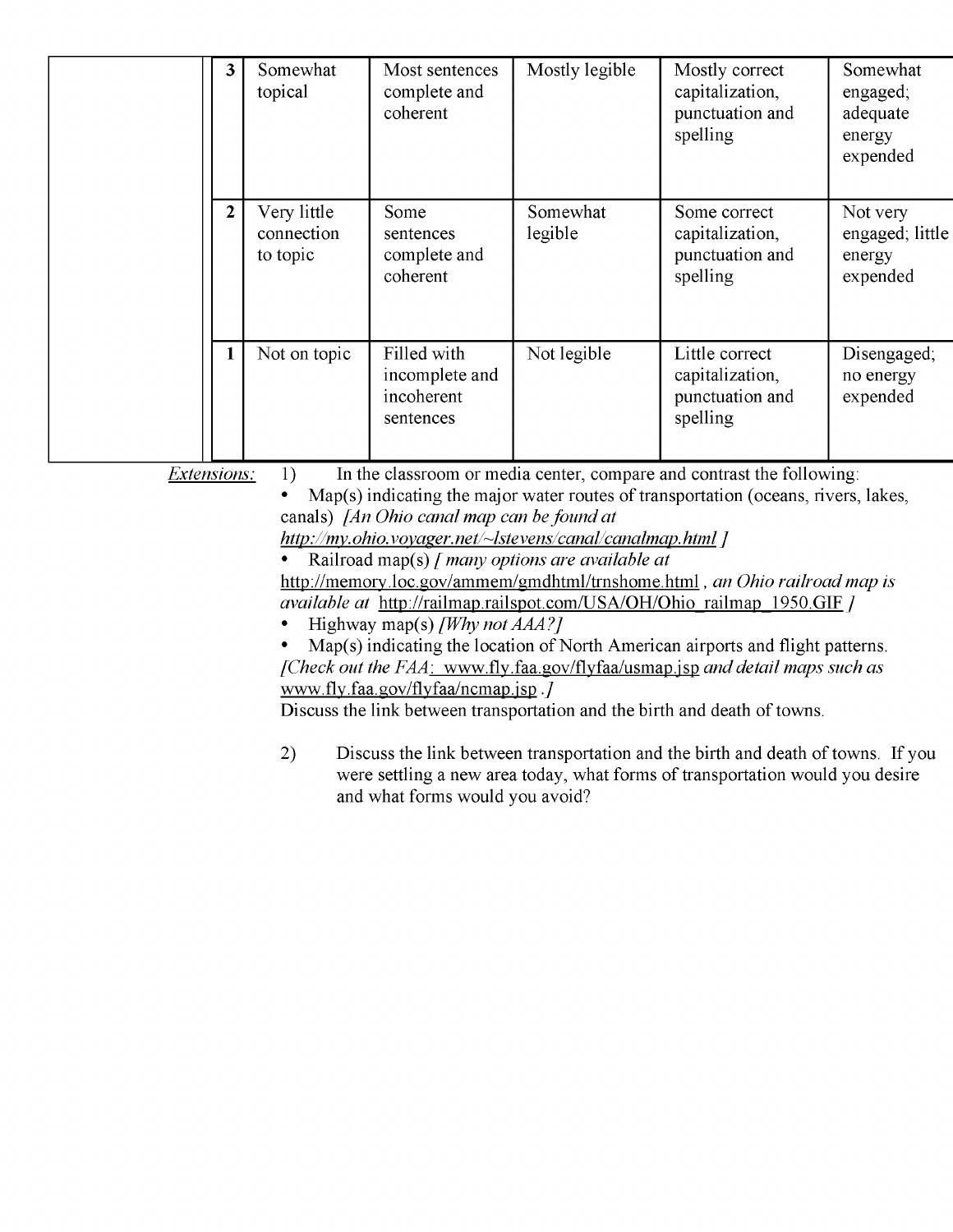| | | | | | | |
|---|---|---|---|---|---|---|
| | 3 | Somewhat topical | Most sentences complete and coherent | Mostly legible | Mostly correct capitalization, punctuation and spelling | Somewhat engaged; adequate energy expended |
| | 2 | Very little connection to topic | Some sentences complete and coherent | Somewhat legible | Some correct capitalization, punctuation and spelling | Not very engaged; little energy expended |
| | 1 | Not on topic | Filled with incomplete and incoherent sentences | Not legible | Little correct capitalization, punctuation and spelling | Disengaged; no energy expended |

*Extensions:*

1) In the classroom or media center, compare and contrast the following:
   - Map(s) indicating the major water routes of transportation (oceans, rivers, lakes, canals) *[An Ohio canal map can be found at http://my.ohio.voyager.net/~lstevens/canal/canalmap.html ]*
   - Railroad map(s) *[ many options are available at* http://memory.loc.gov/ammem/gmdhtml/trnshome.html *, an Ohio railroad map is available at* http://railmap.railspot.com/USA/OH/Ohio_railmap_1950.GIF *]*
   - Highway map(s) *[Why not AAA?]*
   - Map(s) indicating the location of North American airports and flight patterns. *[Check out the FAA:* www.fly.faa.gov/flyfaa/usmap.jsp *and detail maps such as* www.fly.faa.gov/flyfaa/ncmap.jsp *.]*

   Discuss the link between transportation and the birth and death of towns.

2) Discuss the link between transportation and the birth and death of towns. If you were settling a new area today, what forms of transportation would you desire and what forms would you avoid?